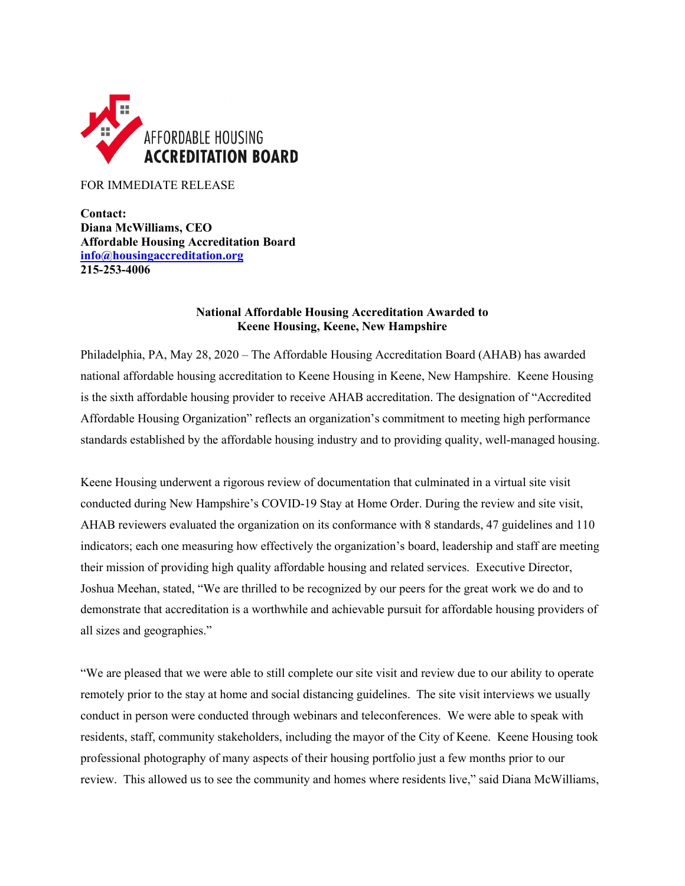AFFORDABLE HOUSING
**ACCREDITATION BOARD**

FOR IMMEDIATE RELEASE

**Contact:**
**Diana McWilliams, CEO**
**Affordable Housing Accreditation Board**
**info@housingaccreditation.org**
**215-253-4006**

**National Affordable Housing Accreditation Awarded to**
**Keene Housing, Keene, New Hampshire**

Philadelphia, PA, May 28, 2020 – The Affordable Housing Accreditation Board (AHAB) has awarded national affordable housing accreditation to Keene Housing in Keene, New Hampshire. Keene Housing is the sixth affordable housing provider to receive AHAB accreditation. The designation of "Accredited Affordable Housing Organization" reflects an organization's commitment to meeting high performance standards established by the affordable housing industry and to providing quality, well-managed housing.

Keene Housing underwent a rigorous review of documentation that culminated in a virtual site visit conducted during New Hampshire's COVID-19 Stay at Home Order. During the review and site visit, AHAB reviewers evaluated the organization on its conformance with 8 standards, 47 guidelines and 110 indicators; each one measuring how effectively the organization's board, leadership and staff are meeting their mission of providing high quality affordable housing and related services. Executive Director, Joshua Meehan, stated, "We are thrilled to be recognized by our peers for the great work we do and to demonstrate that accreditation is a worthwhile and achievable pursuit for affordable housing providers of all sizes and geographies."

"We are pleased that we were able to still complete our site visit and review due to our ability to operate remotely prior to the stay at home and social distancing guidelines. The site visit interviews we usually conduct in person were conducted through webinars and teleconferences. We were able to speak with residents, staff, community stakeholders, including the mayor of the City of Keene. Keene Housing took professional photography of many aspects of their housing portfolio just a few months prior to our review. This allowed us to see the community and homes where residents live," said Diana McWilliams,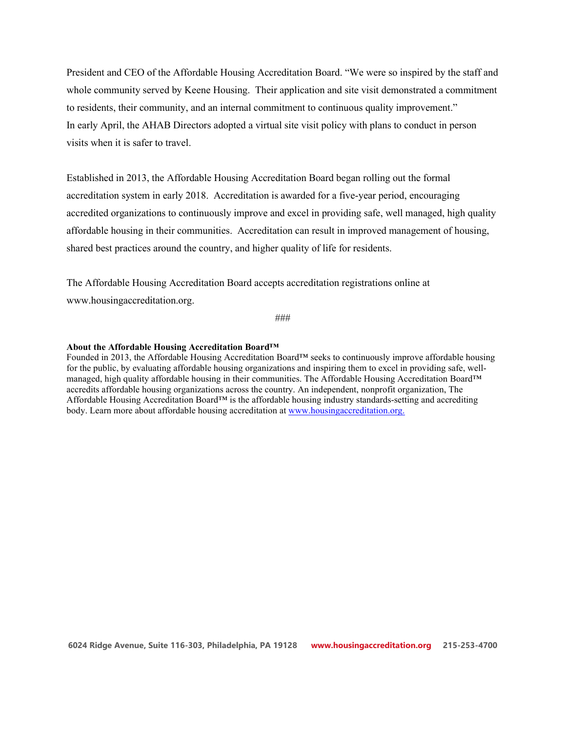President and CEO of the Affordable Housing Accreditation Board. "We were so inspired by the staff and whole community served by Keene Housing. Their application and site visit demonstrated a commitment to residents, their community, and an internal commitment to continuous quality improvement." In early April, the AHAB Directors adopted a virtual site visit policy with plans to conduct in person visits when it is safer to travel.

Established in 2013, the Affordable Housing Accreditation Board began rolling out the formal accreditation system in early 2018. Accreditation is awarded for a five-year period, encouraging accredited organizations to continuously improve and excel in providing safe, well managed, high quality affordable housing in their communities. Accreditation can result in improved management of housing, shared best practices around the country, and higher quality of life for residents.

The Affordable Housing Accreditation Board accepts accreditation registrations online at www.housingaccreditation.org.

###

**About the Affordable Housing Accreditation Board™**

Founded in 2013, the Affordable Housing Accreditation Board™ seeks to continuously improve affordable housing for the public, by evaluating affordable housing organizations and inspiring them to excel in providing safe, well-managed, high quality affordable housing in their communities. The Affordable Housing Accreditation Board™ accredits affordable housing organizations across the country. An independent, nonprofit organization, The Affordable Housing Accreditation Board™ is the affordable housing industry standards-setting and accrediting body. Learn more about affordable housing accreditation at www.housingaccreditation.org.

**6024 Ridge Avenue, Suite 116-303, Philadelphia, PA 19128 www.housingaccreditation.org 215-253-4700**